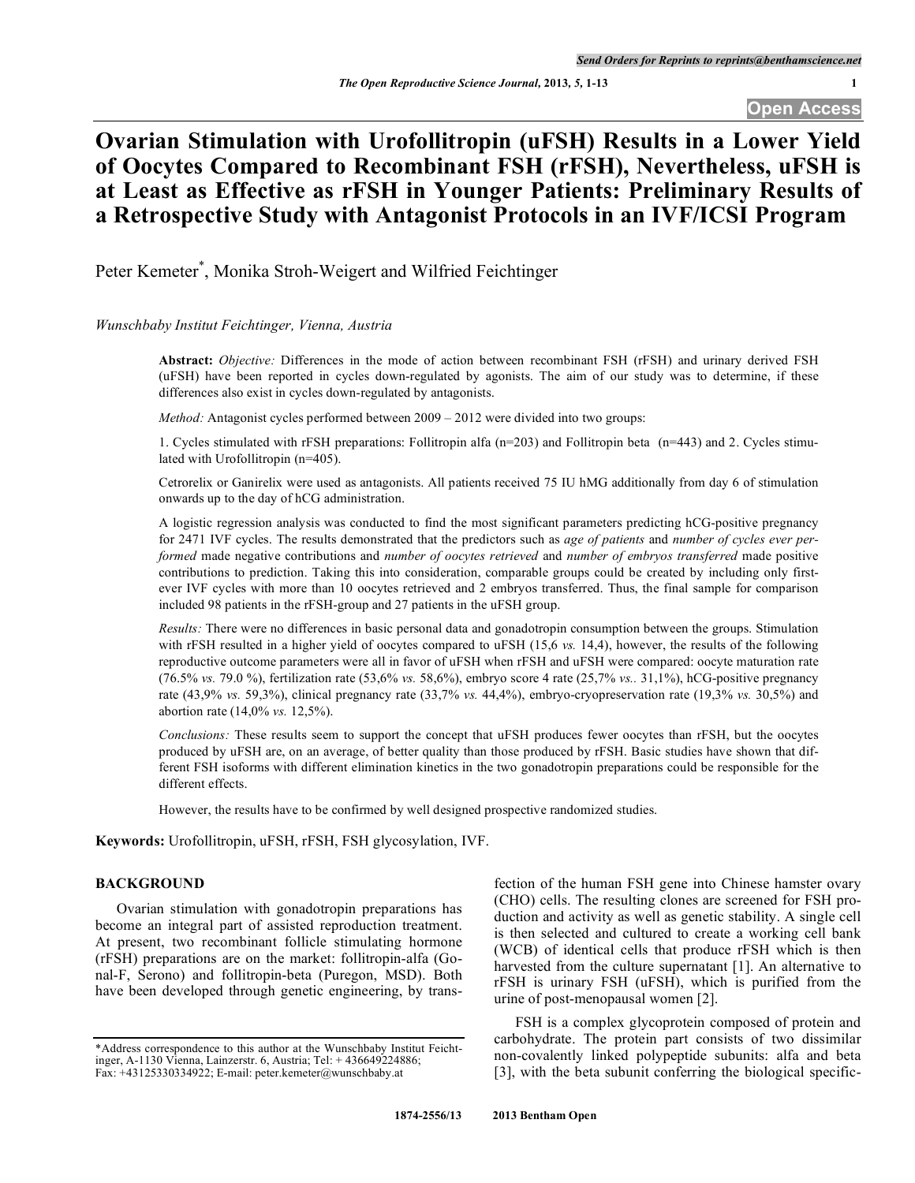# Ovarian Stimulation with Urofollitropin (uFSH) Results in a Lower Yield of Oocytes Compared to Recombinant FSH (rFSH), Nevertheless, uFSH is at Least as Effective as rFSH in Younger Patients: Preliminary Results of a Retrospective Study with Antagonist Protocols in an IVF/ICSI Program

Peter Kemeter*, Monika Stroh-Weigert and Wilfried Feichtinger

*Wunschbaby Institut Feichtinger, Vienna, Austria*

**Abstract:** *Objective:* Differences in the mode of action between recombinant FSH (rFSH) and urinary derived FSH (uFSH) have been reported in cycles down-regulated by agonists. The aim of our study was to determine, if these differences also exist in cycles down-regulated by antagonists.

*Method:* Antagonist cycles performed between 2009 – 2012 were divided into two groups:

1. Cycles stimulated with rFSH preparations: Follitropin alfa (n=203) and Follitropin beta (n=443) and 2. Cycles stimulated with Urofollitropin (n=405).

Cetrorelix or Ganirelix were used as antagonists. All patients received 75 IU hMG additionally from day 6 of stimulation onwards up to the day of hCG administration.

A logistic regression analysis was conducted to find the most significant parameters predicting hCG-positive pregnancy for 2471 IVF cycles. The results demonstrated that the predictors such as *age of patients* and *number of cycles ever performed* made negative contributions and *number of oocytes retrieved* and *number of embryos transferred* made positive contributions to prediction. Taking this into consideration, comparable groups could be created by including only first-ever IVF cycles with more than 10 oocytes retrieved and 2 embryos transferred. Thus, the final sample for comparison included 98 patients in the rFSH-group and 27 patients in the uFSH group.

*Results:* There were no differences in basic personal data and gonadotropin consumption between the groups. Stimulation with rFSH resulted in a higher yield of oocytes compared to uFSH (15,6 *vs.* 14,4), however, the results of the following reproductive outcome parameters were all in favor of uFSH when rFSH and uFSH were compared: oocyte maturation rate (76.5% *vs.* 79.0 %), fertilization rate (53,6% *vs.* 58,6%), embryo score 4 rate (25,7% *vs..* 31,1%), hCG-positive pregnancy rate (43,9% *vs.* 59,3%), clinical pregnancy rate (33,7% *vs.* 44,4%), embryo-cryopreservation rate (19,3% *vs.* 30,5%) and abortion rate (14,0% *vs.* 12,5%).

*Conclusions:* These results seem to support the concept that uFSH produces fewer oocytes than rFSH, but the oocytes produced by uFSH are, on an average, of better quality than those produced by rFSH. Basic studies have shown that different FSH isoforms with different elimination kinetics in the two gonadotropin preparations could be responsible for the different effects.

However, the results have to be confirmed by well designed prospective randomized studies.

**Keywords:** Urofollitropin, uFSH, rFSH, FSH glycosylation, IVF.

## BACKGROUND

Ovarian stimulation with gonadotropin preparations has become an integral part of assisted reproduction treatment. At present, two recombinant follicle stimulating hormone (rFSH) preparations are on the market: follitropin-alfa (Gonal-F, Serono) and follitropin-beta (Puregon, MSD). Both have been developed through genetic engineering, by transfection of the human FSH gene into Chinese hamster ovary (CHO) cells. The resulting clones are screened for FSH production and activity as well as genetic stability. A single cell is then selected and cultured to create a working cell bank (WCB) of identical cells that produce rFSH which is then harvested from the culture supernatant [1]. An alternative to rFSH is urinary FSH (uFSH), which is purified from the urine of post-menopausal women [2].

FSH is a complex glycoprotein composed of protein and carbohydrate. The protein part consists of two dissimilar non-covalently linked polypeptide subunits: alfa and beta [3], with the beta subunit conferring the biological specific-

---

*Address correspondence to this author at the Wunschbaby Institut Feichtinger, A-1130 Vienna, Lainzerstr. 6, Austria; Tel: + 436649224886; Fax: +43125330334922; E-mail: peter.kemeter@wunschbaby.at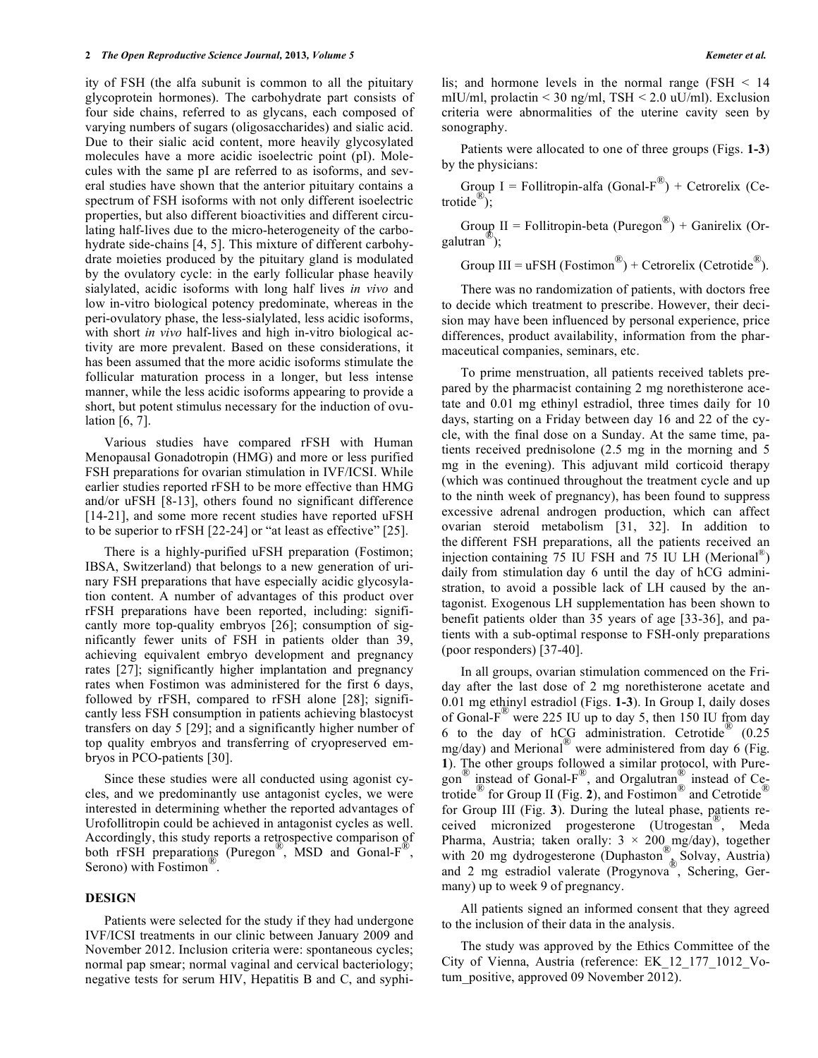ity of FSH (the alfa subunit is common to all the pituitary glycoprotein hormones). The carbohydrate part consists of four side chains, referred to as glycans, each composed of varying numbers of sugars (oligosaccharides) and sialic acid. Due to their sialic acid content, more heavily glycosylated molecules have a more acidic isoelectric point (pI). Molecules with the same pI are referred to as isoforms, and several studies have shown that the anterior pituitary contains a spectrum of FSH isoforms with not only different isoelectric properties, but also different bioactivities and different circulating half-lives due to the micro-heterogeneity of the carbohydrate side-chains [4, 5]. This mixture of different carbohydrate moieties produced by the pituitary gland is modulated by the ovulatory cycle: in the early follicular phase heavily sialylated, acidic isoforms with long half lives *in vivo* and low in-vitro biological potency predominate, whereas in the peri-ovulatory phase, the less-sialylated, less acidic isoforms, with short *in vivo* half-lives and high in-vitro biological activity are more prevalent. Based on these considerations, it has been assumed that the more acidic isoforms stimulate the follicular maturation process in a longer, but less intense manner, while the less acidic isoforms appearing to provide a short, but potent stimulus necessary for the induction of ovulation [6, 7].

Various studies have compared rFSH with Human Menopausal Gonadotropin (HMG) and more or less purified FSH preparations for ovarian stimulation in IVF/ICSI. While earlier studies reported rFSH to be more effective than HMG and/or uFSH [8-13], others found no significant difference [14-21], and some more recent studies have reported uFSH to be superior to rFSH [22-24] or "at least as effective" [25].

There is a highly-purified uFSH preparation (Fostimon; IBSA, Switzerland) that belongs to a new generation of urinary FSH preparations that have especially acidic glycosylation content. A number of advantages of this product over rFSH preparations have been reported, including: significantly more top-quality embryos [26]; consumption of significantly fewer units of FSH in patients older than 39, achieving equivalent embryo development and pregnancy rates [27]; significantly higher implantation and pregnancy rates when Fostimon was administered for the first 6 days, followed by rFSH, compared to rFSH alone [28]; significantly less FSH consumption in patients achieving blastocyst transfers on day 5 [29]; and a significantly higher number of top quality embryos and transferring of cryopreserved embryos in PCO-patients [30].

Since these studies were all conducted using agonist cycles, and we predominantly use antagonist cycles, we were interested in determining whether the reported advantages of Urofollitropin could be achieved in antagonist cycles as well. Accordingly, this study reports a retrospective comparison of both rFSH preparations (Puregon®, MSD and Gonal-F®, Serono) with Fostimon®.

## DESIGN

Patients were selected for the study if they had undergone IVF/ICSI treatments in our clinic between January 2009 and November 2012. Inclusion criteria were: spontaneous cycles; normal pap smear; normal vaginal and cervical bacteriology; negative tests for serum HIV, Hepatitis B and C, and syphilis; and hormone levels in the normal range (FSH < 14 mIU/ml, prolactin < 30 ng/ml, TSH < 2.0 uU/ml). Exclusion criteria were abnormalities of the uterine cavity seen by sonography.

Patients were allocated to one of three groups (Figs. **1-3**) by the physicians:

Group I = Follitropin-alfa (Gonal-F®) + Cetrorelix (Cetrotide®);

Group II = Follitropin-beta (Puregon®) + Ganirelix (Orgalutran®);

Group III = uFSH (Fostimon®) + Cetrorelix (Cetrotide®).

There was no randomization of patients, with doctors free to decide which treatment to prescribe. However, their decision may have been influenced by personal experience, price differences, product availability, information from the pharmaceutical companies, seminars, etc.

To prime menstruation, all patients received tablets prepared by the pharmacist containing 2 mg norethisterone acetate and 0.01 mg ethinyl estradiol, three times daily for 10 days, starting on a Friday between day 16 and 22 of the cycle, with the final dose on a Sunday. At the same time, patients received prednisolone (2.5 mg in the morning and 5 mg in the evening). This adjuvant mild corticoid therapy (which was continued throughout the treatment cycle and up to the ninth week of pregnancy), has been found to suppress excessive adrenal androgen production, which can affect ovarian steroid metabolism [31, 32]. In addition to the different FSH preparations, all the patients received an injection containing 75 IU FSH and 75 IU LH (Merional®) daily from stimulation day 6 until the day of hCG administration, to avoid a possible lack of LH caused by the antagonist. Exogenous LH supplementation has been shown to benefit patients older than 35 years of age [33-36], and patients with a sub-optimal response to FSH-only preparations (poor responders) [37-40].

In all groups, ovarian stimulation commenced on the Friday after the last dose of 2 mg norethisterone acetate and 0.01 mg ethinyl estradiol (Figs. **1-3**). In Group I, daily doses of Gonal-F® were 225 IU up to day 5, then 150 IU from day 6 to the day of hCG administration. Cetrotide® (0.25 mg/day) and Merional® were administered from day 6 (Fig. **1**). The other groups followed a similar protocol, with Puregon® instead of Gonal-F®, and Orgalutran® instead of Cetrotide® for Group II (Fig. **2**), and Fostimon® and Cetrotide® for Group III (Fig. **3**). During the luteal phase, patients received micronized progesterone (Utrogestan®, Meda Pharma, Austria; taken orally: 3 × 200 mg/day), together with 20 mg dydrogesterone (Duphaston®, Solvay, Austria) and 2 mg estradiol valerate (Progynova®, Schering, Germany) up to week 9 of pregnancy.

All patients signed an informed consent that they agreed to the inclusion of their data in the analysis.

The study was approved by the Ethics Committee of the City of Vienna, Austria (reference: EK_12_177_1012_Votum_positive, approved 09 November 2012).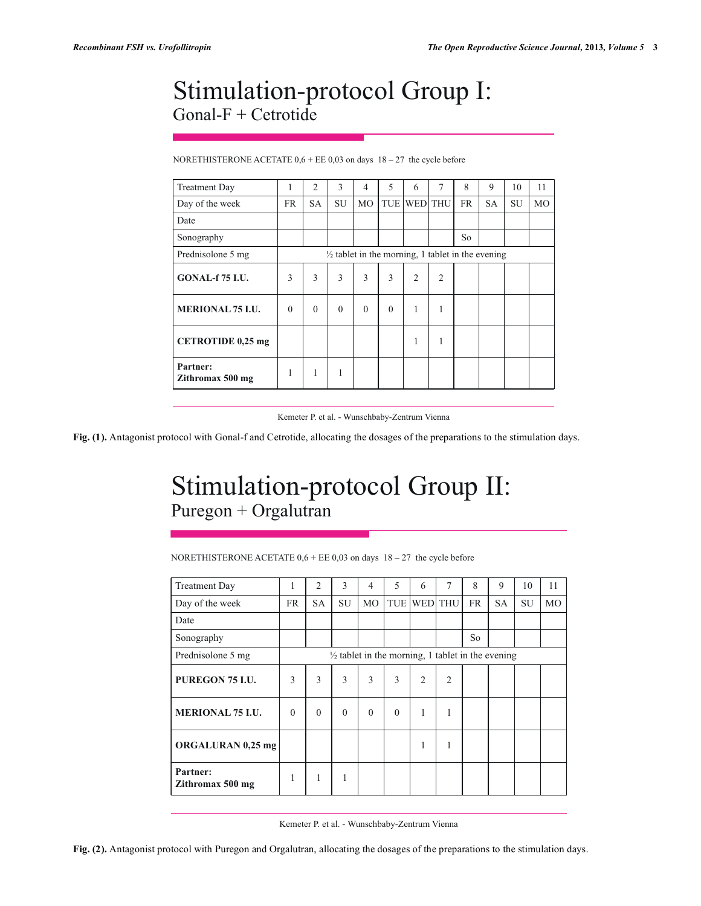# Stimulation-protocol Group I:
## Gonal-F + Cetrotide

NORETHISTERONE ACETATE 0,6 + EE 0,03 on days 18 – 27 the cycle before

| Treatment Day | 1 | 2 | 3 | 4 | 5 | 6 | 7 | 8 | 9 | 10 | 11 |
|---|---|---|---|---|---|---|---|---|---|---|---|
| Day of the week | FR | SA | SU | MO | TUE | WED | THU | FR | SA | SU | MO |
| Date | | | | | | | | | | | |
| Sonography | | | | | | | | So | | | |
| Prednisolone 5 mg | ½ tablet in the morning, 1 tablet in the evening | | | | | | | | | | |
| **GONAL-f 75 I.U.** | 3 | 3 | 3 | 3 | 3 | 2 | 2 | | | | |
| **MERIONAL 75 I.U.** | 0 | 0 | 0 | 0 | 0 | 1 | 1 | | | | |
| **CETROTIDE 0,25 mg** | | | | | | 1 | 1 | | | | |
| **Partner: Zithromax 500 mg** | 1 | 1 | 1 | | | | | | | | |

Kemeter P. et al. - Wunschbaby-Zentrum Vienna

**Fig. (1).** Antagonist protocol with Gonal-f and Cetrotide, allocating the dosages of the preparations to the stimulation days.

# Stimulation-protocol Group II:
## Puregon + Orgalutran

NORETHISTERONE ACETATE 0,6 + EE 0,03 on days 18 – 27 the cycle before

| Treatment Day | 1 | 2 | 3 | 4 | 5 | 6 | 7 | 8 | 9 | 10 | 11 |
|---|---|---|---|---|---|---|---|---|---|---|---|
| Day of the week | FR | SA | SU | MO | TUE | WED | THU | FR | SA | SU | MO |
| Date | | | | | | | | | | | |
| Sonography | | | | | | | | So | | | |
| Prednisolone 5 mg | ½ tablet in the morning, 1 tablet in the evening | | | | | | | | | | |
| **PUREGON 75 I.U.** | 3 | 3 | 3 | 3 | 3 | 2 | 2 | | | | |
| **MERIONAL 75 I.U.** | 0 | 0 | 0 | 0 | 0 | 1 | 1 | | | | |
| **ORGALURAN 0,25 mg** | | | | | | 1 | 1 | | | | |
| **Partner: Zithromax 500 mg** | 1 | 1 | 1 | | | | | | | | |

Kemeter P. et al. - Wunschbaby-Zentrum Vienna

**Fig. (2).** Antagonist protocol with Puregon and Orgalutran, allocating the dosages of the preparations to the stimulation days.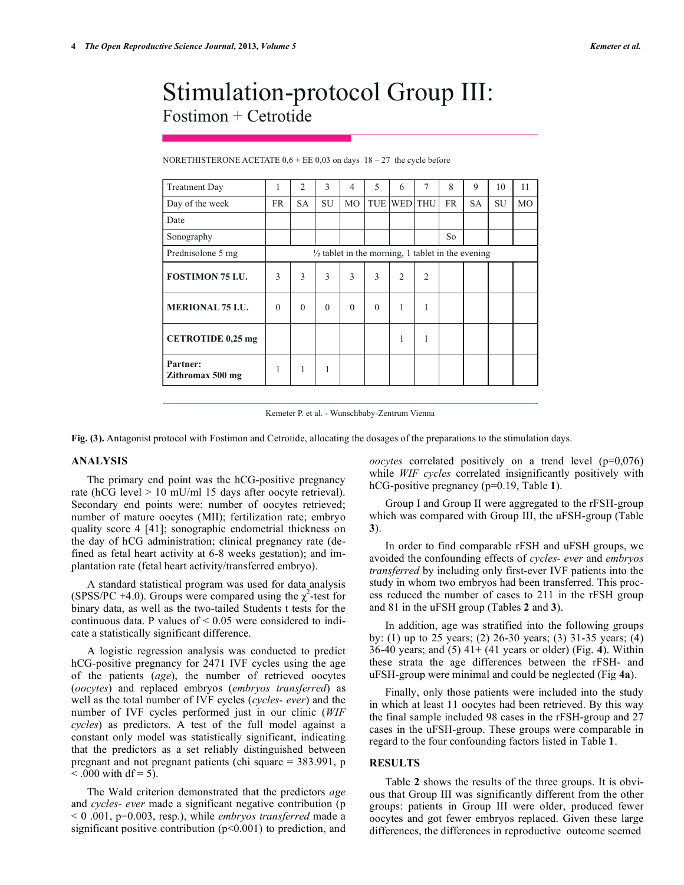# Stimulation-protocol Group III:

## Fostimon + Cetrotide

NORETHISTERONE ACETATE 0,6 + EE 0,03 on days 18 – 27 the cycle before

| Treatment Day | 1 | 2 | 3 | 4 | 5 | 6 | 7 | 8 | 9 | 10 | 11 |
|---|---|---|---|---|---|---|---|---|---|---|---|
| Day of the week | FR | SA | SU | MO | TUE | WED | THU | FR | SA | SU | MO |
| Date | | | | | | | | | | | |
| Sonography | | | | | | | | So | | | |
| Prednisolone 5 mg | ½ tablet in the morning, 1 tablet in the evening | | | | | | | | | | |
| **FOSTIMON 75 I.U.** | 3 | 3 | 3 | 3 | 3 | 2 | 2 | | | | |
| **MERIONAL 75 I.U.** | 0 | 0 | 0 | 0 | 0 | 1 | 1 | | | | |
| **CETROTIDE 0,25 mg** | | | | | | 1 | 1 | | | | |
| **Partner: Zithromax 500 mg** | 1 | 1 | 1 | | | | | | | | |

Kemeter P. et al. - Wunschbaby-Zentrum Vienna

**Fig. (3).** Antagonist protocol with Fostimon and Cetrotide, allocating the dosages of the preparations to the stimulation days.

## ANALYSIS

The primary end point was the hCG-positive pregnancy rate (hCG level > 10 mU/ml 15 days after oocyte retrieval). Secondary end points were: number of oocytes retrieved; number of mature oocytes (MII); fertilization rate; embryo quality score 4 [41]; sonographic endometrial thickness on the day of hCG administration; clinical pregnancy rate (defined as fetal heart activity at 6-8 weeks gestation); and implantation rate (fetal heart activity/transferred embryo).

A standard statistical program was used for data analysis (SPSS/PC +4.0). Groups were compared using the $\chi^2$-test for binary data, as well as the two-tailed Students t tests for the continuous data. P values of < 0.05 were considered to indicate a statistically significant difference.

A logistic regression analysis was conducted to predict hCG-positive pregnancy for 2471 IVF cycles using the age of the patients (*age*), the number of retrieved oocytes (*oocytes*) and replaced embryos (*embryos transferred*) as well as the total number of IVF cycles (*cycles- ever*) and the number of IVF cycles performed just in our clinic (*WIF cycles*) as predictors. A test of the full model against a constant only model was statistically significant, indicating that the predictors as a set reliably distinguished between pregnant and not pregnant patients (chi square = 383.991, p < .000 with df = 5).

The Wald criterion demonstrated that the predictors *age* and *cycles- ever* made a significant negative contribution (p < 0 .001, p=0.003, resp.), while *embryos transferred* made a significant positive contribution (p<0.001) to prediction, and *oocytes* correlated positively on a trend level (p=0,076) while *WIF cycles* correlated insignificantly positively with hCG-positive pregnancy (p=0.19, Table **1**).

Group I and Group II were aggregated to the rFSH-group which was compared with Group III, the uFSH-group (Table **3**).

In order to find comparable rFSH and uFSH groups, we avoided the confounding effects of *cycles- ever* and *embryos transferred* by including only first-ever IVF patients into the study in whom two embryos had been transferred. This process reduced the number of cases to 211 in the rFSH group and 81 in the uFSH group (Tables **2** and **3**).

In addition, age was stratified into the following groups by: (1) up to 25 years; (2) 26-30 years; (3) 31-35 years; (4) 36-40 years; and (5) 41+ (41 years or older) (Fig. **4**). Within these strata the age differences between the rFSH- and uFSH-group were minimal and could be neglected (Fig **4a**).

Finally, only those patients were included into the study in which at least 11 oocytes had been retrieved. By this way the final sample included 98 cases in the rFSH-group and 27 cases in the uFSH-group. These groups were comparable in regard to the four confounding factors listed in Table **1**.

## RESULTS

Table **2** shows the results of the three groups. It is obvious that Group III was significantly different from the other groups: patients in Group III were older, produced fewer oocytes and got fewer embryos replaced. Given these large differences, the differences in reproductive outcome seemed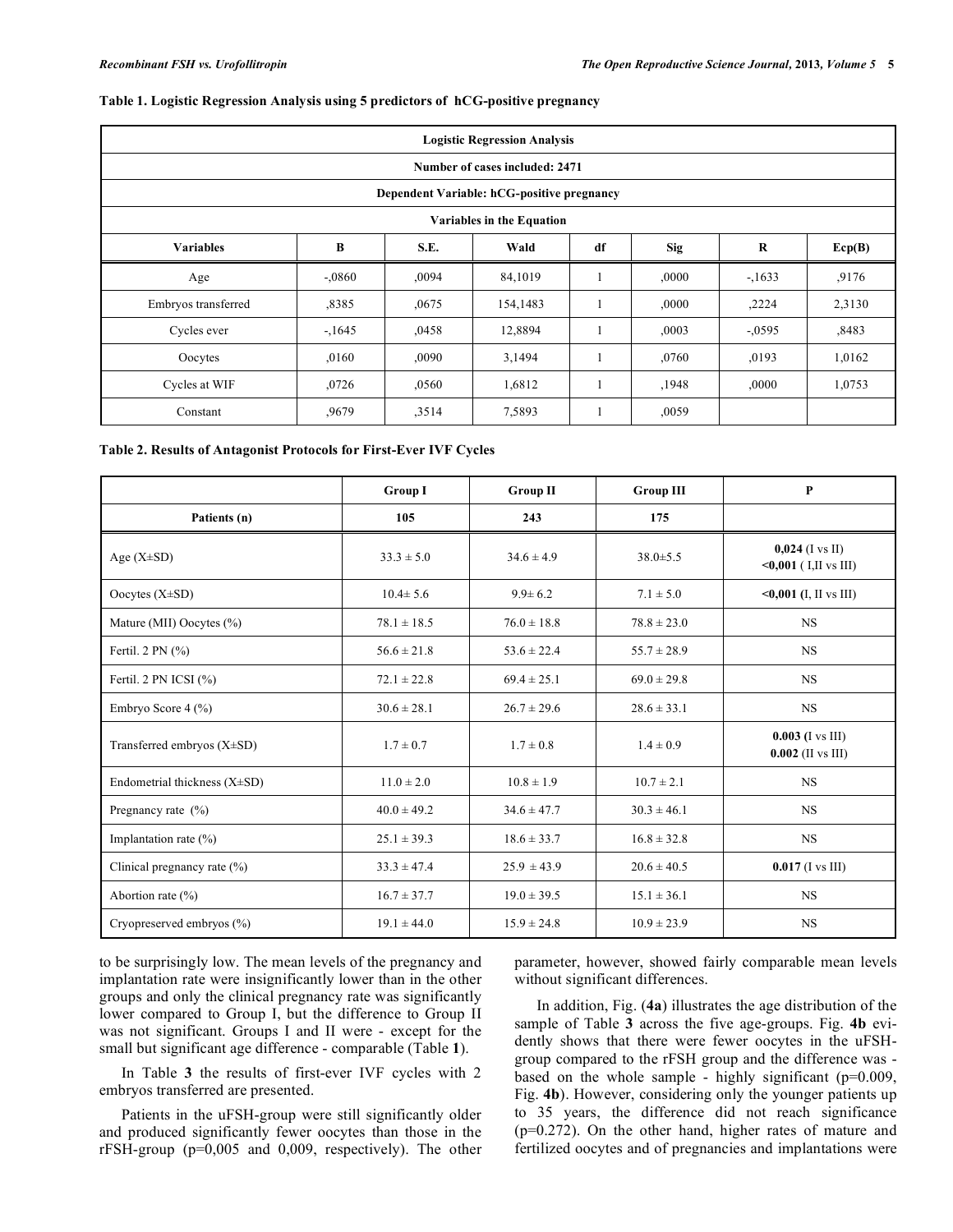**Table 1. Logistic Regression Analysis using 5 predictors of hCG-positive pregnancy**

| Logistic Regression Analysis | | | | | | | |
|---|---|---|---|---|---|---|---|
| Number of cases included: 2471 | | | | | | | |
| Dependent Variable: hCG-positive pregnancy | | | | | | | |
| Variables in the Equation | | | | | | | |
| **Variables** | **B** | **S.E.** | **Wald** | **df** | **Sig** | **R** | **Ecp(B)** |
| Age | -,0860 | ,0094 | 84,1019 | 1 | ,0000 | -,1633 | ,9176 |
| Embryos transferred | ,8385 | ,0675 | 154,1483 | 1 | ,0000 | ,2224 | 2,3130 |
| Cycles ever | -,1645 | ,0458 | 12,8894 | 1 | ,0003 | -,0595 | ,8483 |
| Oocytes | ,0160 | ,0090 | 3,1494 | 1 | ,0760 | ,0193 | 1,0162 |
| Cycles at WIF | ,0726 | ,0560 | 1,6812 | 1 | ,1948 | ,0000 | 1,0753 |
| Constant | ,9679 | ,3514 | 7,5893 | 1 | ,0059 | | |

**Table 2. Results of Antagonist Protocols for First-Ever IVF Cycles**

| | **Group I** | **Group II** | **Group III** | **P** |
|---|---|---|---|---|
| **Patients (n)** | **105** | **243** | **175** | |
| Age (X±SD) | 33.3 ± 5.0 | 34.6 ± 4.9 | 38.0±5.5 | **0,024** (I vs II) **<0,001** ( I,II vs III) |
| Oocytes (X±SD) | 10.4± 5.6 | 9.9± 6.2 | 7.1 ± 5.0 | **<0,001 (**I, II vs III) |
| Mature (MII) Oocytes (%) | 78.1 ± 18.5 | 76.0 ± 18.8 | 78.8 ± 23.0 | NS |
| Fertil. 2 PN (%) | 56.6 ± 21.8 | 53.6 ± 22.4 | 55.7 ± 28.9 | NS |
| Fertil. 2 PN ICSI (%) | 72.1 ± 22.8 | 69.4 ± 25.1 | 69.0 ± 29.8 | NS |
| Embryo Score 4 (%) | 30.6 ± 28.1 | 26.7 ± 29.6 | 28.6 ± 33.1 | NS |
| Transferred embryos (X±SD) | 1.7 ± 0.7 | 1.7 ± 0.8 | 1.4 ± 0.9 | **0.003 (**I vs III) **0.002** (II vs III) |
| Endometrial thickness (X±SD) | 11.0 ± 2.0 | 10.8 ± 1.9 | 10.7 ± 2.1 | NS |
| Pregnancy rate (%) | 40.0 ± 49.2 | 34.6 ± 47.7 | 30.3 ± 46.1 | NS |
| Implantation rate (%) | 25.1 ± 39.3 | 18.6 ± 33.7 | 16.8 ± 32.8 | NS |
| Clinical pregnancy rate (%) | 33.3 ± 47.4 | 25.9 ± 43.9 | 20.6 ± 40.5 | **0.017** (I vs III) |
| Abortion rate (%) | 16.7 ± 37.7 | 19.0 ± 39.5 | 15.1 ± 36.1 | NS |
| Cryopreserved embryos (%) | 19.1 ± 44.0 | 15.9 ± 24.8 | 10.9 ± 23.9 | NS |

to be surprisingly low. The mean levels of the pregnancy and implantation rate were insignificantly lower than in the other groups and only the clinical pregnancy rate was significantly lower compared to Group I, but the difference to Group II was not significant. Groups I and II were - except for the small but significant age difference - comparable (Table **1**).

In Table **3** the results of first-ever IVF cycles with 2 embryos transferred are presented.

Patients in the uFSH-group were still significantly older and produced significantly fewer oocytes than those in the rFSH-group (p=0,005 and 0,009, respectively). The other parameter, however, showed fairly comparable mean levels without significant differences.

In addition, Fig. (**4a**) illustrates the age distribution of the sample of Table **3** across the five age-groups. Fig. **4b** evidently shows that there were fewer oocytes in the uFSH-group compared to the rFSH group and the difference was - based on the whole sample - highly significant (p=0.009, Fig. **4b**). However, considering only the younger patients up to 35 years, the difference did not reach significance (p=0.272). On the other hand, higher rates of mature and fertilized oocytes and of pregnancies and implantations were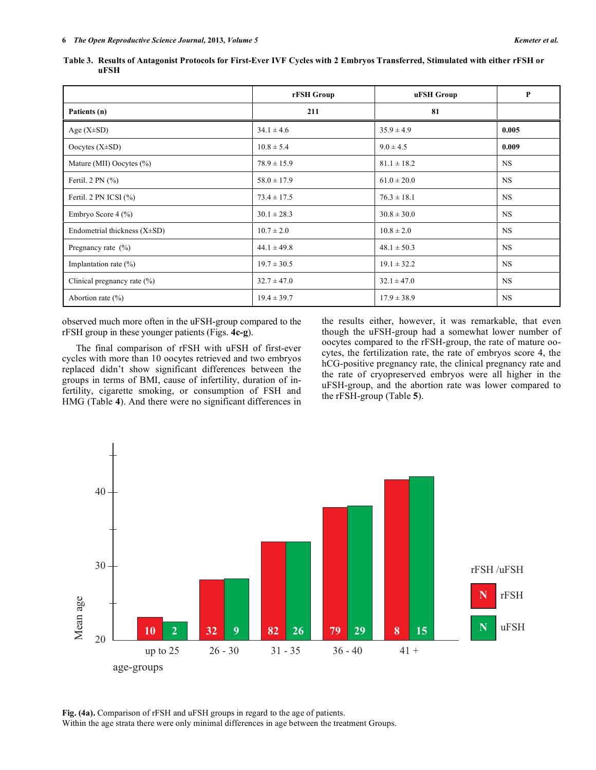**Table 3. Results of Antagonist Protocols for First-Ever IVF Cycles with 2 Embryos Transferred, Stimulated with either rFSH or uFSH**

| | rFSH Group | uFSH Group | P |
|---|---|---|---|
| **Patients (n)** | **211** | **81** | |
| Age (X±SD) | 34.1 ± 4.6 | 35.9 ± 4.9 | **0.005** |
| Oocytes (X±SD) | 10.8 ± 5.4 | 9.0 ± 4.5 | **0.009** |
| Mature (MII) Oocytes (%) | 78.9 ± 15.9 | 81.1 ± 18.2 | NS |
| Fertil. 2 PN (%) | 58.0 ± 17.9 | 61.0 ± 20.0 | NS |
| Fertil. 2 PN ICSI (%) | 73.4 ± 17.5 | 76.3 ± 18.1 | NS |
| Embryo Score 4 (%) | 30.1 ± 28.3 | 30.8 ± 30.0 | NS |
| Endometrial thickness (X±SD) | 10.7 ± 2.0 | 10.8 ± 2.0 | NS |
| Pregnancy rate (%) | 44.1 ± 49.8 | 48.1 ± 50.3 | NS |
| Implantation rate (%) | 19.7 ± 30.5 | 19.1 ± 32.2 | NS |
| Clinical pregnancy rate (%) | 32.7 ± 47.0 | 32.1 ± 47.0 | NS |
| Abortion rate (%) | 19.4 ± 39.7 | 17.9 ± 38.9 | NS |

observed much more often in the uFSH-group compared to the rFSH group in these younger patients (Figs. **4c-g**).

The final comparison of rFSH with uFSH of first-ever cycles with more than 10 oocytes retrieved and two embryos replaced didn't show significant differences between the groups in terms of BMI, cause of infertility, duration of infertility, cigarette smoking, or consumption of FSH and HMG (Table **4**). And there were no significant differences in the results either, however, it was remarkable, that even though the uFSH-group had a somewhat lower number of oocytes compared to the rFSH-group, the rate of mature oocytes, the fertilization rate, the rate of embryos score 4, the hCG-positive pregnancy rate, the clinical pregnancy rate and the rate of cryopreserved embryos were all higher in the uFSH-group, and the abortion rate was lower compared to the rFSH-group (Table **5**).

**Fig. (4a).** Comparison of rFSH and uFSH groups in regard to the age of patients.
Within the age strata there were only minimal differences in age between the treatment Groups.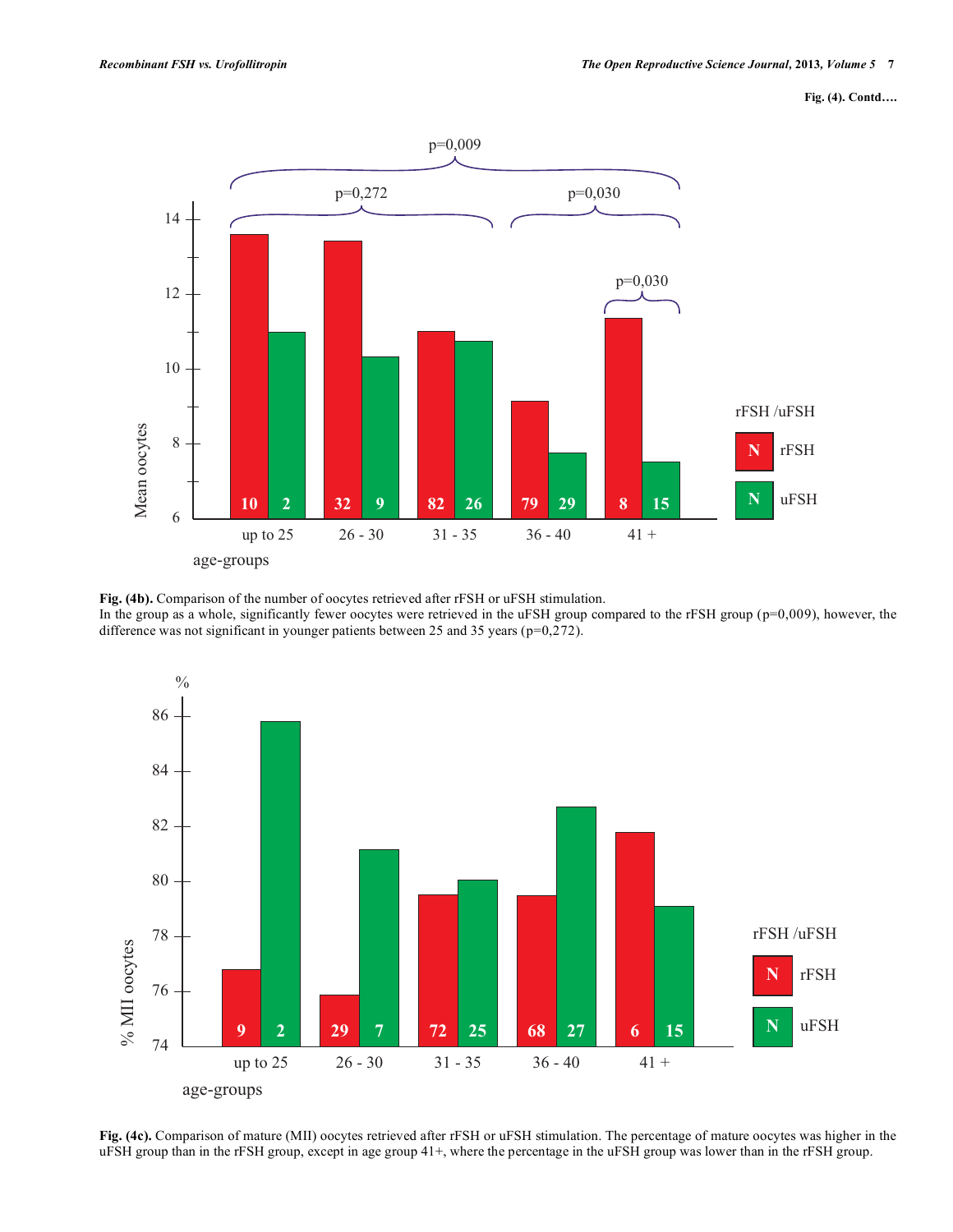Fig. (4). Contd….

Fig. (4b). Comparison of the number of oocytes retrieved after rFSH or uFSH stimulation.
In the group as a whole, significantly fewer oocytes were retrieved in the uFSH group compared to the rFSH group (p=0,009), however, the difference was not significant in younger patients between 25 and 35 years (p=0,272).

Fig. (4c). Comparison of mature (MII) oocytes retrieved after rFSH or uFSH stimulation. The percentage of mature oocytes was higher in the uFSH group than in the rFSH group, except in age group 41+, where the percentage in the uFSH group was lower than in the rFSH group.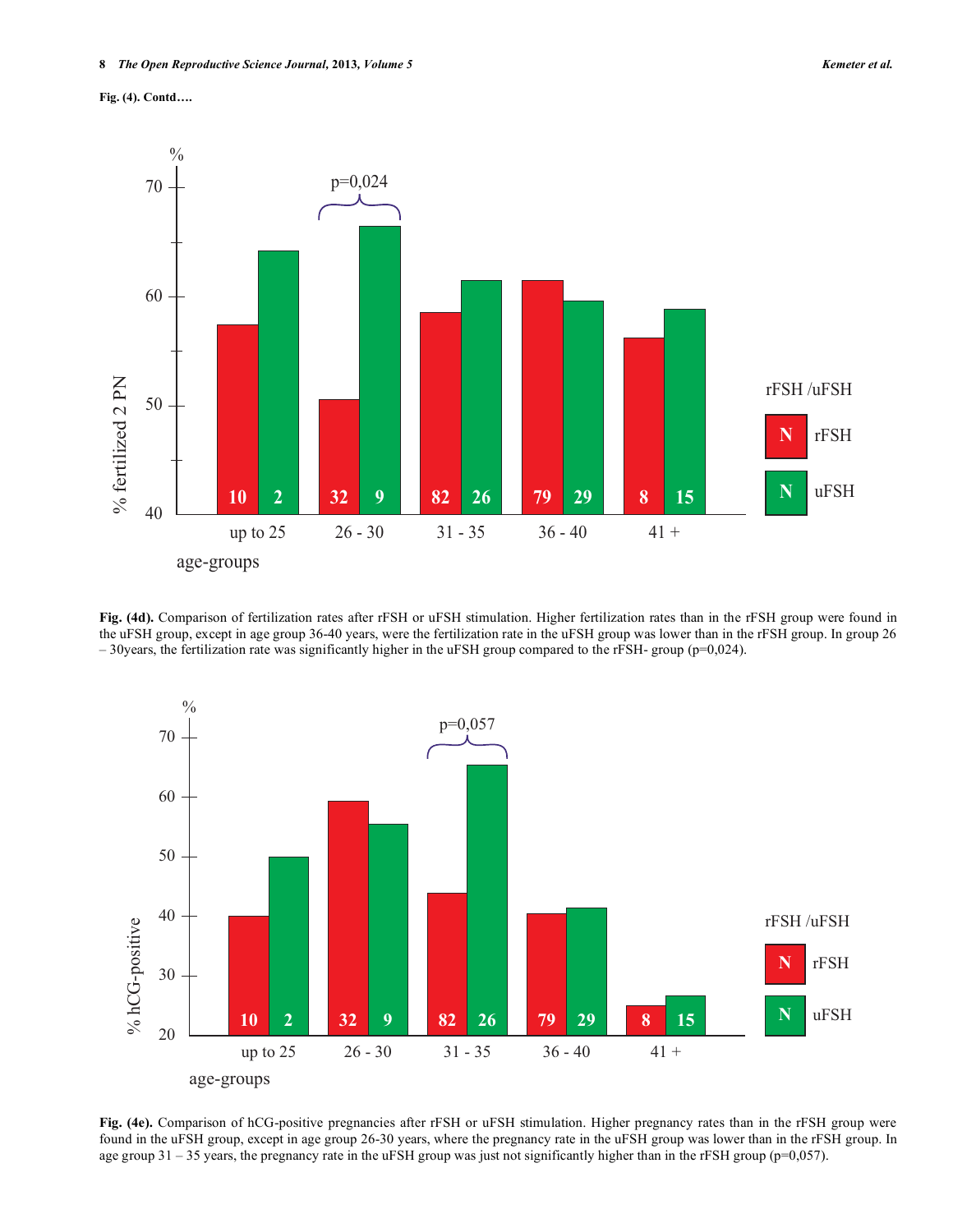Fig. (4). Contd….

**Fig. (4d).** Comparison of fertilization rates after rFSH or uFSH stimulation. Higher fertilization rates than in the rFSH group were found in the uFSH group, except in age group 36-40 years, were the fertilization rate in the uFSH group was lower than in the rFSH group. In group 26 – 30years, the fertilization rate was significantly higher in the uFSH group compared to the rFSH- group (p=0,024).

**Fig. (4e).** Comparison of hCG-positive pregnancies after rFSH or uFSH stimulation. Higher pregnancy rates than in the rFSH group were found in the uFSH group, except in age group 26-30 years, where the pregnancy rate in the uFSH group was lower than in the rFSH group. In age group 31 – 35 years, the pregnancy rate in the uFSH group was just not significantly higher than in the rFSH group (p=0,057).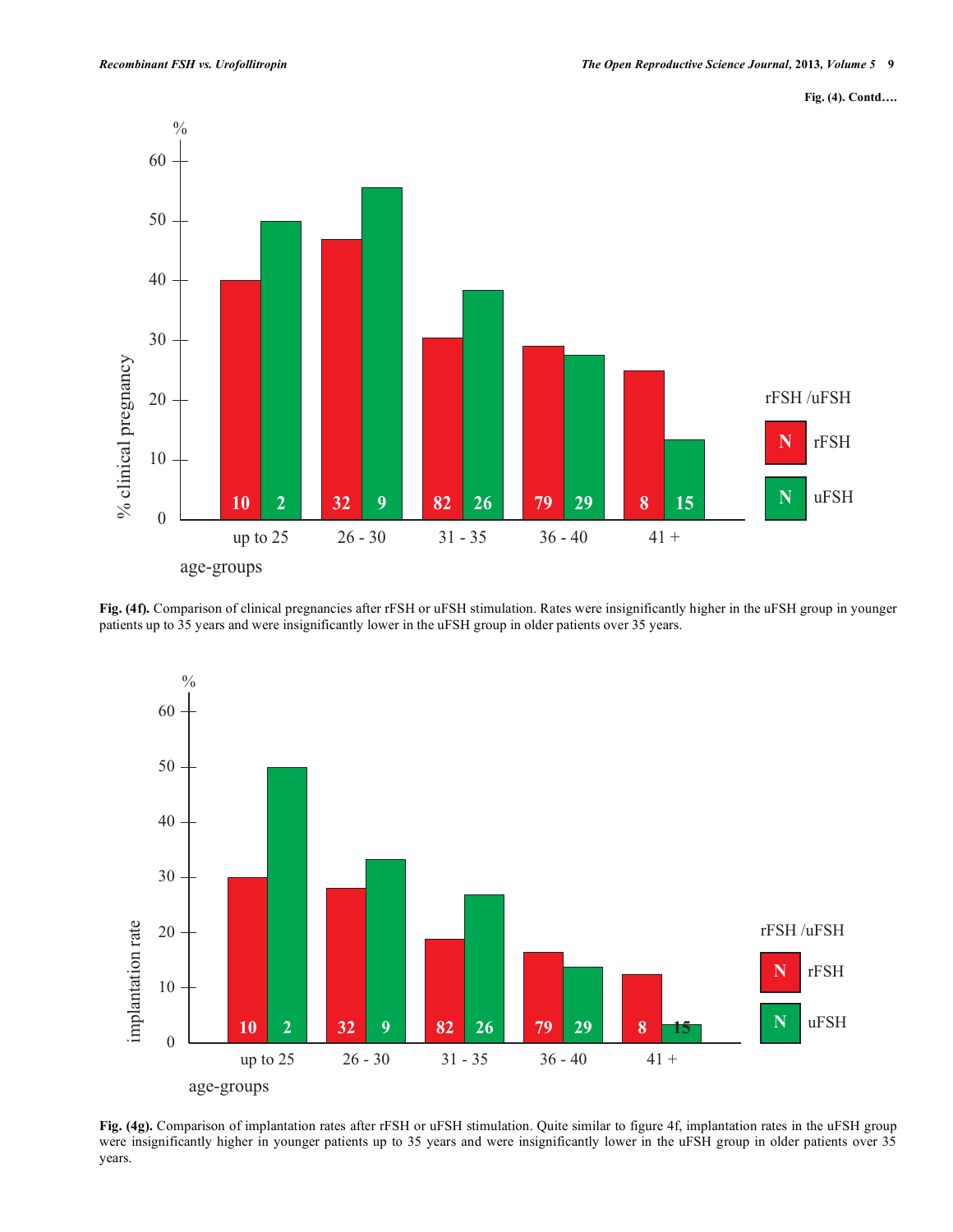Fig. (4). Contd….

Fig. (4f). Comparison of clinical pregnancies after rFSH or uFSH stimulation. Rates were insignificantly higher in the uFSH group in younger patients up to 35 years and were insignificantly lower in the uFSH group in older patients over 35 years.

Fig. (4g). Comparison of implantation rates after rFSH or uFSH stimulation. Quite similar to figure 4f, implantation rates in the uFSH group were insignificantly higher in younger patients up to 35 years and were insignificantly lower in the uFSH group in older patients over 35 years.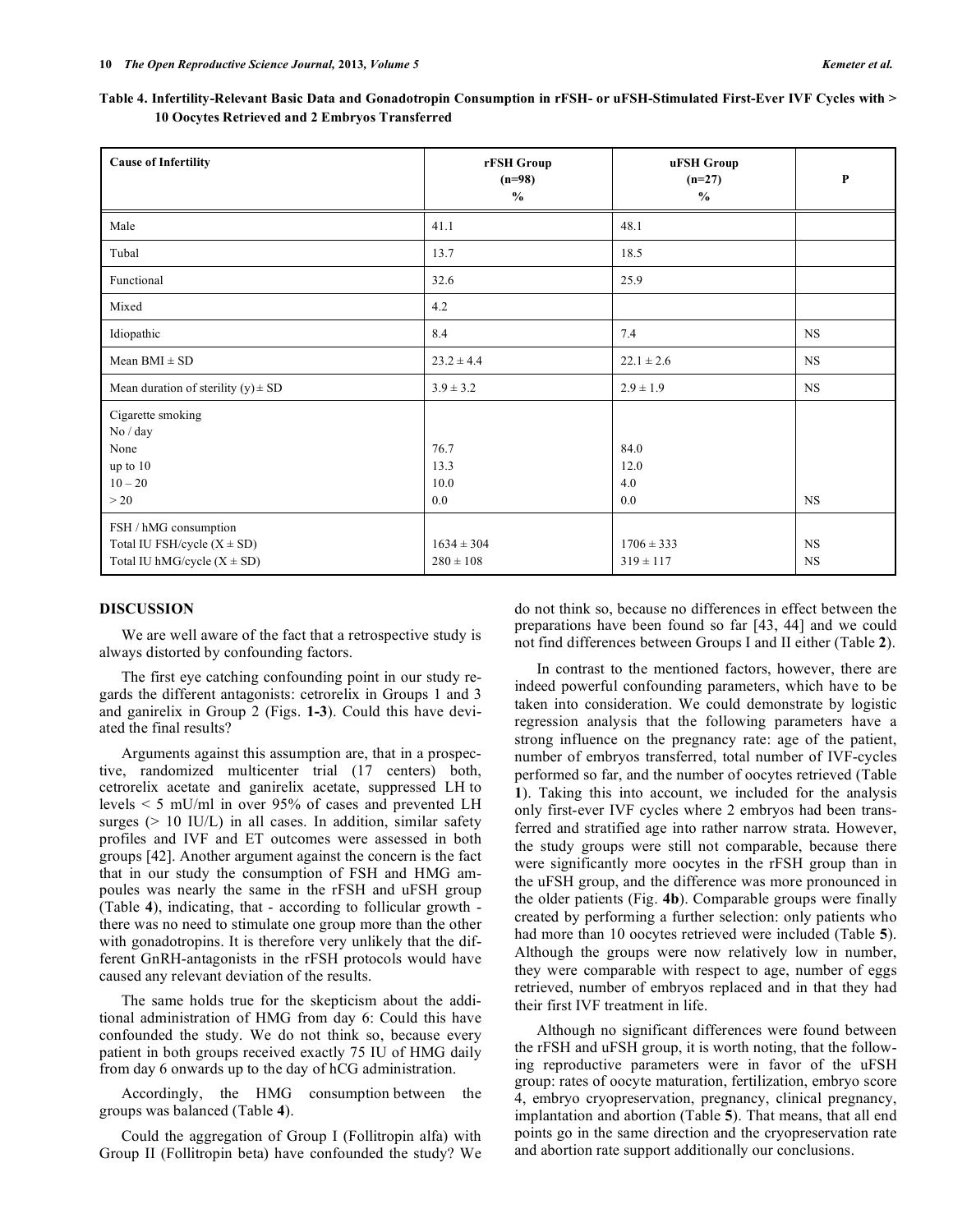**Table 4. Infertility-Relevant Basic Data and Gonadotropin Consumption in rFSH- or uFSH-Stimulated First-Ever IVF Cycles with > 10 Oocytes Retrieved and 2 Embryos Transferred**

| Cause of Infertility | rFSH Group (n=98) % | uFSH Group (n=27) % | P |
|---|---|---|---|
| Male | 41.1 | 48.1 | |
| Tubal | 13.7 | 18.5 | |
| Functional | 32.6 | 25.9 | |
| Mixed | 4.2 | | |
| Idiopathic | 8.4 | 7.4 | NS |
| Mean BMI ± SD | 23.2 ± 4.4 | 22.1 ± 2.6 | NS |
| Mean duration of sterility (y) ± SD | 3.9 ± 3.2 | 2.9 ± 1.9 | NS |
| Cigarette smoking No / day | | | |
| None | 76.7 | 84.0 | |
| up to 10 | 13.3 | 12.0 | |
| 10 – 20 | 10.0 | 4.0 | |
| > 20 | 0.0 | 0.0 | NS |
| FSH / hMG consumption | | | |
| Total IU FSH/cycle (X ± SD) | 1634 ± 304 | 1706 ± 333 | NS |
| Total IU hMG/cycle (X ± SD) | 280 ± 108 | 319 ± 117 | NS |

## DISCUSSION

We are well aware of the fact that a retrospective study is always distorted by confounding factors.

The first eye catching confounding point in our study regards the different antagonists: cetrorelix in Groups 1 and 3 and ganirelix in Group 2 (Figs. **1-3**). Could this have deviated the final results?

Arguments against this assumption are, that in a prospective, randomized multicenter trial (17 centers) both, cetrorelix acetate and ganirelix acetate, suppressed LH to levels < 5 mU/ml in over 95% of cases and prevented LH surges (> 10 IU/L) in all cases. In addition, similar safety profiles and IVF and ET outcomes were assessed in both groups [42]. Another argument against the concern is the fact that in our study the consumption of FSH and HMG ampoules was nearly the same in the rFSH and uFSH group (Table **4**), indicating, that - according to follicular growth - there was no need to stimulate one group more than the other with gonadotropins. It is therefore very unlikely that the different GnRH-antagonists in the rFSH protocols would have caused any relevant deviation of the results.

The same holds true for the skepticism about the additional administration of HMG from day 6: Could this have confounded the study. We do not think so, because every patient in both groups received exactly 75 IU of HMG daily from day 6 onwards up to the day of hCG administration.

Accordingly, the HMG consumption between the groups was balanced (Table **4**).

Could the aggregation of Group I (Follitropin alfa) with Group II (Follitropin beta) have confounded the study? We do not think so, because no differences in effect between the preparations have been found so far [43, 44] and we could not find differences between Groups I and II either (Table **2**).

In contrast to the mentioned factors, however, there are indeed powerful confounding parameters, which have to be taken into consideration. We could demonstrate by logistic regression analysis that the following parameters have a strong influence on the pregnancy rate: age of the patient, number of embryos transferred, total number of IVF-cycles performed so far, and the number of oocytes retrieved (Table **1**). Taking this into account, we included for the analysis only first-ever IVF cycles where 2 embryos had been transferred and stratified age into rather narrow strata. However, the study groups were still not comparable, because there were significantly more oocytes in the rFSH group than in the uFSH group, and the difference was more pronounced in the older patients (Fig. **4b**). Comparable groups were finally created by performing a further selection: only patients who had more than 10 oocytes retrieved were included (Table **5**). Although the groups were now relatively low in number, they were comparable with respect to age, number of eggs retrieved, number of embryos replaced and in that they had their first IVF treatment in life.

Although no significant differences were found between the rFSH and uFSH group, it is worth noting, that the following reproductive parameters were in favor of the uFSH group: rates of oocyte maturation, fertilization, embryo score 4, embryo cryopreservation, pregnancy, clinical pregnancy, implantation and abortion (Table **5**). That means, that all end points go in the same direction and the cryopreservation rate and abortion rate support additionally our conclusions.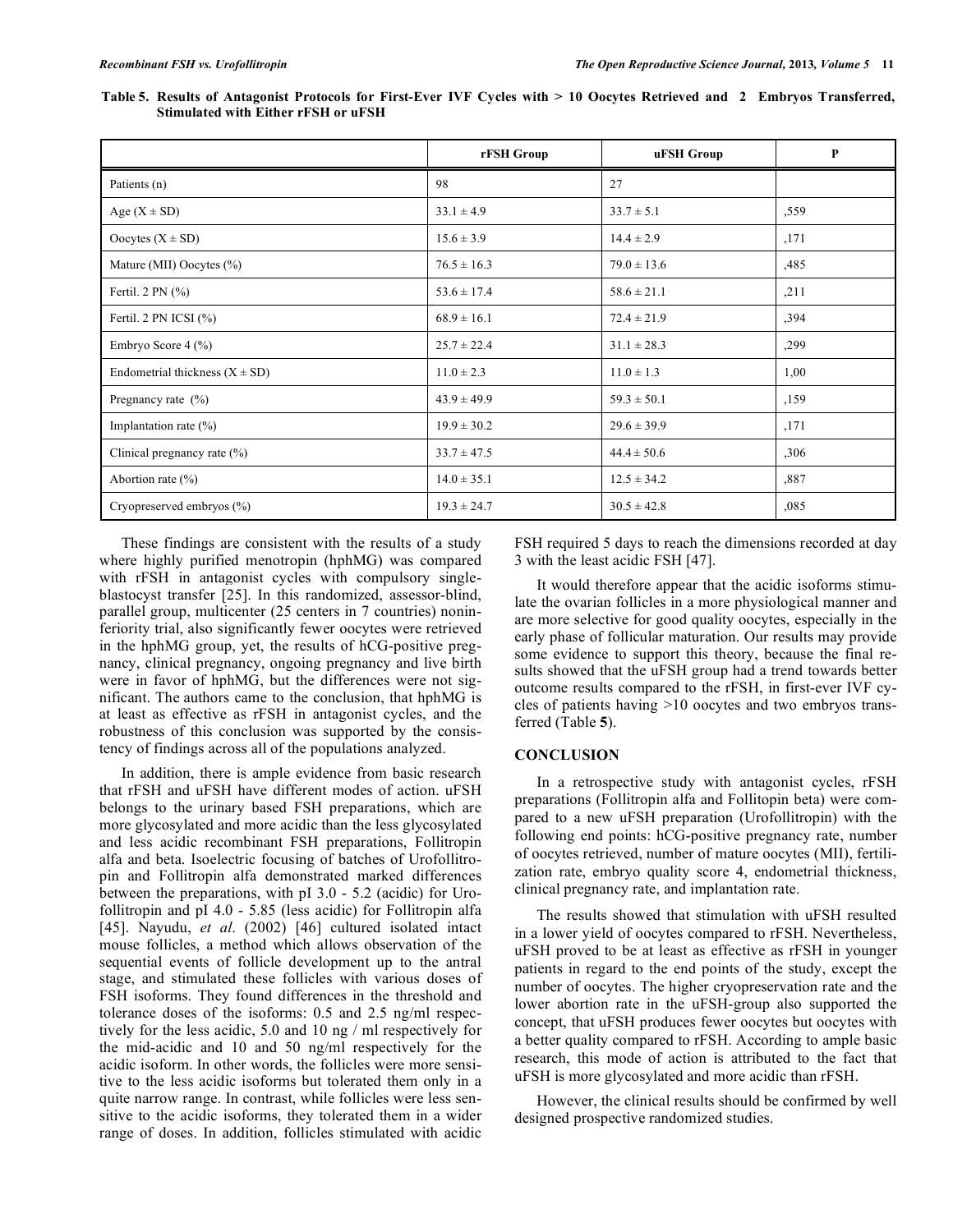**Table 5. Results of Antagonist Protocols for First-Ever IVF Cycles with > 10 Oocytes Retrieved and 2 Embryos Transferred, Stimulated with Either rFSH or uFSH**

| | rFSH Group | uFSH Group | P |
|---|---|---|---|
| Patients (n) | 98 | 27 | |
| Age (X ± SD) | 33.1 ± 4.9 | 33.7 ± 5.1 | ,559 |
| Oocytes (X ± SD) | 15.6 ± 3.9 | 14.4 ± 2.9 | ,171 |
| Mature (MII) Oocytes (%) | 76.5 ± 16.3 | 79.0 ± 13.6 | ,485 |
| Fertil. 2 PN (%) | 53.6 ± 17.4 | 58.6 ± 21.1 | ,211 |
| Fertil. 2 PN ICSI (%) | 68.9 ± 16.1 | 72.4 ± 21.9 | ,394 |
| Embryo Score 4 (%) | 25.7 ± 22.4 | 31.1 ± 28.3 | ,299 |
| Endometrial thickness (X ± SD) | 11.0 ± 2.3 | 11.0 ± 1.3 | 1,00 |
| Pregnancy rate (%) | 43.9 ± 49.9 | 59.3 ± 50.1 | ,159 |
| Implantation rate (%) | 19.9 ± 30.2 | 29.6 ± 39.9 | ,171 |
| Clinical pregnancy rate (%) | 33.7 ± 47.5 | 44.4 ± 50.6 | ,306 |
| Abortion rate (%) | 14.0 ± 35.1 | 12.5 ± 34.2 | ,887 |
| Cryopreserved embryos (%) | 19.3 ± 24.7 | 30.5 ± 42.8 | ,085 |

These findings are consistent with the results of a study where highly purified menotropin (hphMG) was compared with rFSH in antagonist cycles with compulsory single-blastocyst transfer [25]. In this randomized, assessor-blind, parallel group, multicenter (25 centers in 7 countries) noninferiority trial, also significantly fewer oocytes were retrieved in the hphMG group, yet, the results of hCG-positive pregnancy, clinical pregnancy, ongoing pregnancy and live birth were in favor of hphMG, but the differences were not significant. The authors came to the conclusion, that hphMG is at least as effective as rFSH in antagonist cycles, and the robustness of this conclusion was supported by the consistency of findings across all of the populations analyzed.

In addition, there is ample evidence from basic research that rFSH and uFSH have different modes of action. uFSH belongs to the urinary based FSH preparations, which are more glycosylated and more acidic than the less glycosylated and less acidic recombinant FSH preparations, Follitropin alfa and beta. Isoelectric focusing of batches of Urofollitropin and Follitropin alfa demonstrated marked differences between the preparations, with pI 3.0 - 5.2 (acidic) for Urofollitropin and pI 4.0 - 5.85 (less acidic) for Follitropin alfa [45]. Nayudu, *et al*. (2002) [46] cultured isolated intact mouse follicles, a method which allows observation of the sequential events of follicle development up to the antral stage, and stimulated these follicles with various doses of FSH isoforms. They found differences in the threshold and tolerance doses of the isoforms: 0.5 and 2.5 ng/ml respectively for the less acidic, 5.0 and 10 ng / ml respectively for the mid-acidic and 10 and 50 ng/ml respectively for the acidic isoform. In other words, the follicles were more sensitive to the less acidic isoforms but tolerated them only in a quite narrow range. In contrast, while follicles were less sensitive to the acidic isoforms, they tolerated them in a wider range of doses. In addition, follicles stimulated with acidic FSH required 5 days to reach the dimensions recorded at day 3 with the least acidic FSH [47].

It would therefore appear that the acidic isoforms stimulate the ovarian follicles in a more physiological manner and are more selective for good quality oocytes, especially in the early phase of follicular maturation. Our results may provide some evidence to support this theory, because the final results showed that the uFSH group had a trend towards better outcome results compared to the rFSH, in first-ever IVF cycles of patients having >10 oocytes and two embryos transferred (Table **5**).

## CONCLUSION

In a retrospective study with antagonist cycles, rFSH preparations (Follitropin alfa and Follitopin beta) were compared to a new uFSH preparation (Urofollitropin) with the following end points: hCG-positive pregnancy rate, number of oocytes retrieved, number of mature oocytes (MII), fertilization rate, embryo quality score 4, endometrial thickness, clinical pregnancy rate, and implantation rate.

The results showed that stimulation with uFSH resulted in a lower yield of oocytes compared to rFSH. Nevertheless, uFSH proved to be at least as effective as rFSH in younger patients in regard to the end points of the study, except the number of oocytes. The higher cryopreservation rate and the lower abortion rate in the uFSH-group also supported the concept, that uFSH produces fewer oocytes but oocytes with a better quality compared to rFSH. According to ample basic research, this mode of action is attributed to the fact that uFSH is more glycosylated and more acidic than rFSH.

However, the clinical results should be confirmed by well designed prospective randomized studies.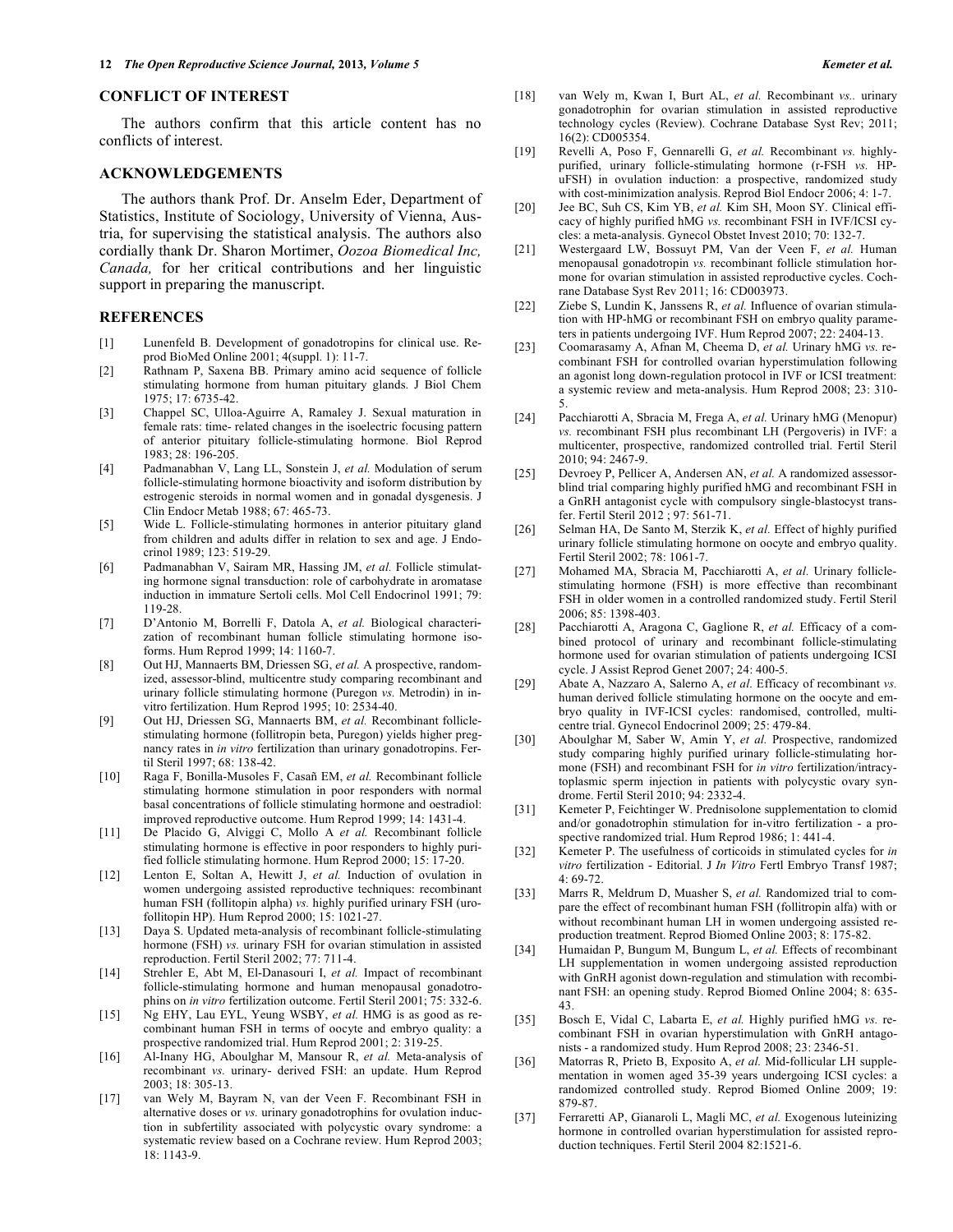## CONFLICT OF INTEREST

The authors confirm that this article content has no conflicts of interest.

## ACKNOWLEDGEMENTS

The authors thank Prof. Dr. Anselm Eder, Department of Statistics, Institute of Sociology, University of Vienna, Austria, for supervising the statistical analysis. The authors also cordially thank Dr. Sharon Mortimer, *Oozoa Biomedical Inc, Canada,* for her critical contributions and her linguistic support in preparing the manuscript.

## REFERENCES

[1] Lunenfeld B. Development of gonadotropins for clinical use. Reprod BioMed Online 2001; 4(suppl. 1): 11-7.

[2] Rathnam P, Saxena BB. Primary amino acid sequence of follicle stimulating hormone from human pituitary glands. J Biol Chem 1975; 17: 6735-42.

[3] Chappel SC, Ulloa-Aguirre A, Ramaley J. Sexual maturation in female rats: time- related changes in the isoelectric focusing pattern of anterior pituitary follicle-stimulating hormone. Biol Reprod 1983; 28: 196-205.

[4] Padmanabhan V, Lang LL, Sonstein J, *et al.* Modulation of serum follicle-stimulating hormone bioactivity and isoform distribution by estrogenic steroids in normal women and in gonadal dysgenesis. J Clin Endocr Metab 1988; 67: 465-73.

[5] Wide L. Follicle-stimulating hormones in anterior pituitary gland from children and adults differ in relation to sex and age. J Endocrinol 1989; 123: 519-29.

[6] Padmanabhan V, Sairam MR, Hassing JM, *et al.* Follicle stimulating hormone signal transduction: role of carbohydrate in aromatase induction in immature Sertoli cells. Mol Cell Endocrinol 1991; 79: 119-28.

[7] D'Antonio M, Borrelli F, Datola A, *et al.* Biological characterization of recombinant human follicle stimulating hormone isoforms. Hum Reprod 1999; 14: 1160-7.

[8] Out HJ, Mannaerts BM, Driessen SG, *et al.* A prospective, randomized, assessor-blind, multicentre study comparing recombinant and urinary follicle stimulating hormone (Puregon *vs.* Metrodin) in invitro fertilization. Hum Reprod 1995; 10: 2534-40.

[9] Out HJ, Driessen SG, Mannaerts BM, *et al.* Recombinant follicle-stimulating hormone (follitropin beta, Puregon) yields higher pregnancy rates in *in vitro* fertilization than urinary gonadotropins. Fertil Steril 1997; 68: 138-42.

[10] Raga F, Bonilla-Musoles F, Casañ EM, *et al.* Recombinant follicle stimulating hormone stimulation in poor responders with normal basal concentrations of follicle stimulating hormone and oestradiol: improved reproductive outcome. Hum Reprod 1999; 14: 1431-4.

[11] De Placido G, Alviggi C, Mollo A *et al.* Recombinant follicle stimulating hormone is effective in poor responders to highly purified follicle stimulating hormone. Hum Reprod 2000; 15: 17-20.

[12] Lenton E, Soltan A, Hewitt J, *et al.* Induction of ovulation in women undergoing assisted reproductive techniques: recombinant human FSH (follitopin alpha) *vs.* highly purified urinary FSH (urofollitopin HP). Hum Reprod 2000; 15: 1021-27.

[13] Daya S. Updated meta-analysis of recombinant follicle-stimulating hormone (FSH) *vs.* urinary FSH for ovarian stimulation in assisted reproduction. Fertil Steril 2002; 77: 711-4.

[14] Strehler E, Abt M, El-Danasouri I, *et al.* Impact of recombinant follicle-stimulating hormone and human menopausal gonadotrophins on *in vitro* fertilization outcome. Fertil Steril 2001; 75: 332-6.

[15] Ng EHY, Lau EYL, Yeung WSBY, *et al.* HMG is as good as recombinant human FSH in terms of oocyte and embryo quality: a prospective randomized trial. Hum Reprod 2001; 2: 319-25.

[16] Al-Inany HG, Aboulghar M, Mansour R, *et al.* Meta-analysis of recombinant *vs.* urinary- derived FSH: an update. Hum Reprod 2003; 18: 305-13.

[17] van Wely M, Bayram N, van der Veen F. Recombinant FSH in alternative doses or *vs.* urinary gonadotrophins for ovulation induction in subfertility associated with polycystic ovary syndrome: a systematic review based on a Cochrane review. Hum Reprod 2003; 18: 1143-9.

[18] van Wely m, Kwan I, Burt AL, *et al.* Recombinant *vs.*. urinary gonadotrophin for ovarian stimulation in assisted reproductive technology cycles (Review). Cochrane Database Syst Rev; 2011; 16(2): CD005354.

[19] Revelli A, Poso F, Gennarelli G, *et al.* Recombinant *vs.* highly-purified, urinary follicle-stimulating hormone (r-FSH *vs.* HP-uFSH) in ovulation induction: a prospective, randomized study with cost-minimization analysis. Reprod Biol Endocr 2006; 4: 1-7.

[20] Jee BC, Suh CS, Kim YB, *et al.* Kim SH, Moon SY. Clinical efficacy of highly purified hMG *vs.* recombinant FSH in IVF/ICSI cycles: a meta-analysis. Gynecol Obstet Invest 2010; 70: 132-7.

[21] Westergaard LW, Bossuyt PM, Van der Veen F, *et al.* Human menopausal gonadotropin *vs.* recombinant follicle stimulation hormone for ovarian stimulation in assisted reproductive cycles. Cochrane Database Syst Rev 2011; 16: CD003973.

[22] Ziebe S, Lundin K, Janssens R, *et al.* Influence of ovarian stimulation with HP-hMG or recombinant FSH on embryo quality parameters in patients undergoing IVF. Hum Reprod 2007; 22: 2404-13.

[23] Coomarasamy A, Afnan M, Cheema D, *et al.* Urinary hMG *vs.* recombinant FSH for controlled ovarian hyperstimulation following an agonist long down-regulation protocol in IVF or ICSI treatment: a systemic review and meta-analysis. Hum Reprod 2008; 23: 310-5.

[24] Pacchiarotti A, Sbracia M, Frega A, *et al.* Urinary hMG (Menopur) *vs.* recombinant FSH plus recombinant LH (Pergoveris) in IVF: a multicenter, prospective, randomized controlled trial. Fertil Steril 2010; 94: 2467-9.

[25] Devroey P, Pellicer A, Andersen AN, *et al.* A randomized assessor-blind trial comparing highly purified hMG and recombinant FSH in a GnRH antagonist cycle with compulsory single-blastocyst transfer. Fertil Steril 2012 ; 97: 561-71.

[26] Selman HA, De Santo M, Sterzik K, *et al.* Effect of highly purified urinary follicle stimulating hormone on oocyte and embryo quality. Fertil Steril 2002; 78: 1061-7.

[27] Mohamed MA, Sbracia M, Pacchiarotti A, *et al.* Urinary follicle-stimulating hormone (FSH) is more effective than recombinant FSH in older women in a controlled randomized study. Fertil Steril 2006; 85: 1398-403.

[28] Pacchiarotti A, Aragona C, Gaglione R, *et al.* Efficacy of a combined protocol of urinary and recombinant follicle-stimulating hormone used for ovarian stimulation of patients undergoing ICSI cycle. J Assist Reprod Genet 2007; 24: 400-5.

[29] Abate A, Nazzaro A, Salerno A, *et al.* Efficacy of recombinant *vs.* human derived follicle stimulating hormone on the oocyte and embryo quality in IVF-ICSI cycles: randomised, controlled, multicentre trial. Gynecol Endocrinol 2009; 25: 479-84.

[30] Aboulghar M, Saber W, Amin Y, *et al.* Prospective, randomized study comparing highly purified urinary follicle-stimulating hormone (FSH) and recombinant FSH for *in vitro* fertilization/intracytoplasmic sperm injection in patients with polycystic ovary syndrome. Fertil Steril 2010; 94: 2332-4.

[31] Kemeter P, Feichtinger W. Prednisolone supplementation to clomid and/or gonadotrophin stimulation for in-vitro fertilization - a prospective randomized trial. Hum Reprod 1986; 1: 441-4.

[32] Kemeter P. The usefulness of corticoids in stimulated cycles for *in vitro* fertilization - Editorial. J *In Vitro* Fertl Embryo Transf 1987; 4: 69-72.

[33] Marrs R, Meldrum D, Muasher S, *et al.* Randomized trial to compare the effect of recombinant human FSH (follitropin alfa) with or without recombinant human LH in women undergoing assisted reproduction treatment. Reprod Biomed Online 2003; 8: 175-82.

[34] Humaidan P, Bungum M, Bungum L, *et al.* Effects of recombinant LH supplementation in women undergoing assisted reproduction with GnRH agonist down-regulation and stimulation with recombinant FSH: an opening study. Reprod Biomed Online 2004; 8: 635-43.

[35] Bosch E, Vidal C, Labarta E, *et al.* Highly purified hMG *vs.* recombinant FSH in ovarian hyperstimulation with GnRH antagonists - a randomized study. Hum Reprod 2008; 23: 2346-51.

[36] Matorras R, Prieto B, Exposito A, *et al.* Mid-follicular LH supplementation in women aged 35-39 years undergoing ICSI cycles: a randomized controlled study. Reprod Biomed Online 2009; 19: 879-87.

[37] Ferraretti AP, Gianaroli L, Magli MC, *et al.* Exogenous luteinizing hormone in controlled ovarian hyperstimulation for assisted reproduction techniques. Fertil Steril 2004 82:1521-6.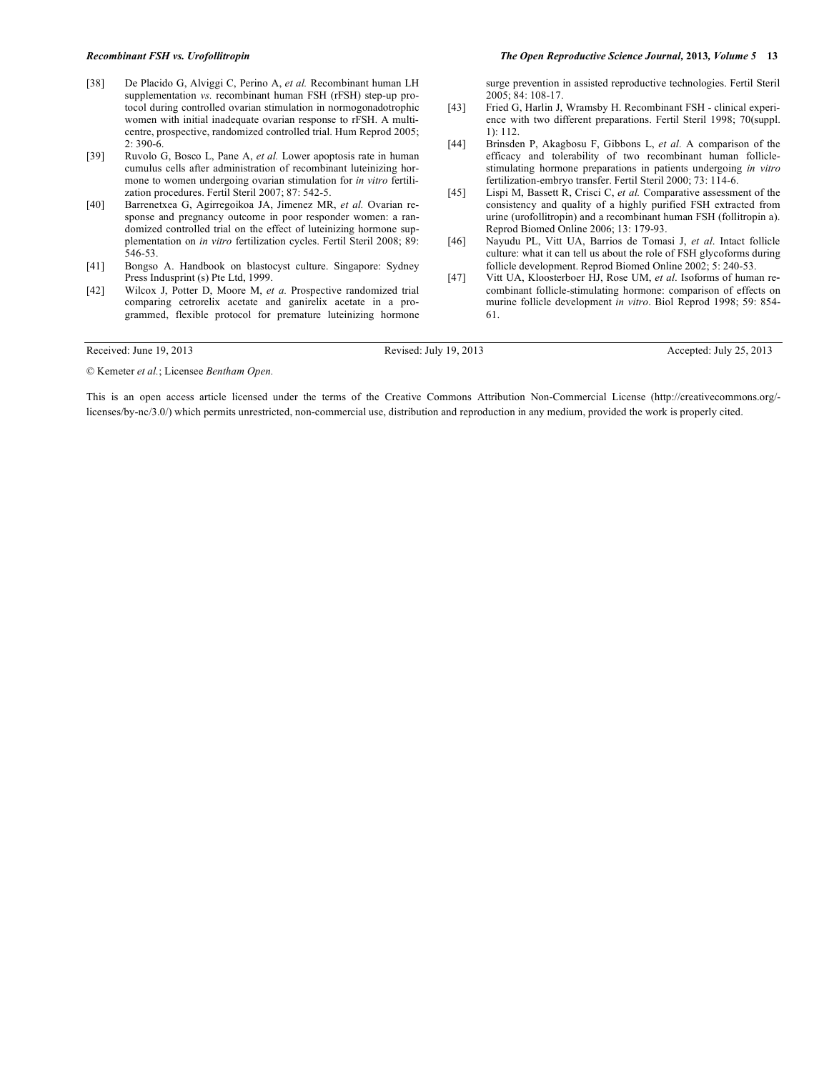[38] De Placido G, Alviggi C, Perino A, *et al.* Recombinant human LH supplementation *vs.* recombinant human FSH (rFSH) step-up protocol during controlled ovarian stimulation in normogonadotrophic women with initial inadequate ovarian response to rFSH. A multicentre, prospective, randomized controlled trial. Hum Reprod 2005; 2: 390-6.

[39] Ruvolo G, Bosco L, Pane A, *et al.* Lower apoptosis rate in human cumulus cells after administration of recombinant luteinizing hormone to women undergoing ovarian stimulation for *in vitro* fertilization procedures. Fertil Steril 2007; 87: 542-5.

[40] Barrenetxea G, Agirregoikoa JA, Jimenez MR, *et al.* Ovarian response and pregnancy outcome in poor responder women: a randomized controlled trial on the effect of luteinizing hormone supplementation on *in vitro* fertilization cycles. Fertil Steril 2008; 89: 546-53.

[41] Bongso A. Handbook on blastocyst culture. Singapore: Sydney Press Indusprint (s) Pte Ltd, 1999.

[42] Wilcox J, Potter D, Moore M, *et a.* Prospective randomized trial comparing cetrorelix acetate and ganirelix acetate in a programmed, flexible protocol for premature luteinizing hormone surge prevention in assisted reproductive technologies. Fertil Steril 2005; 84: 108-17.

[43] Fried G, Harlin J, Wramsby H. Recombinant FSH - clinical experience with two different preparations. Fertil Steril 1998; 70(suppl. 1): 112.

[44] Brinsden P, Akagbosu F, Gibbons L, *et al.* A comparison of the efficacy and tolerability of two recombinant human follicle-stimulating hormone preparations in patients undergoing *in vitro* fertilization-embryo transfer. Fertil Steril 2000; 73: 114-6.

[45] Lispi M, Bassett R, Crisci C, *et al.* Comparative assessment of the consistency and quality of a highly purified FSH extracted from urine (urofollitropin) and a recombinant human FSH (follitropin a). Reprod Biomed Online 2006; 13: 179-93.

[46] Nayudu PL, Vitt UA, Barrios de Tomasi J, *et al*. Intact follicle culture: what it can tell us about the role of FSH glycoforms during follicle development. Reprod Biomed Online 2002; 5: 240-53.

[47] Vitt UA, Kloosterboer HJ, Rose UM, *et al*. Isoforms of human recombinant follicle-stimulating hormone: comparison of effects on murine follicle development *in vitro*. Biol Reprod 1998; 59: 854-61.

Received: June 19, 2013 Revised: July 19, 2013 Accepted: July 25, 2013

© Kemeter *et al.*; Licensee *Bentham Open.*

This is an open access article licensed under the terms of the Creative Commons Attribution Non-Commercial License (http://creativecommons.org/-licenses/by-nc/3.0/) which permits unrestricted, non-commercial use, distribution and reproduction in any medium, provided the work is properly cited.